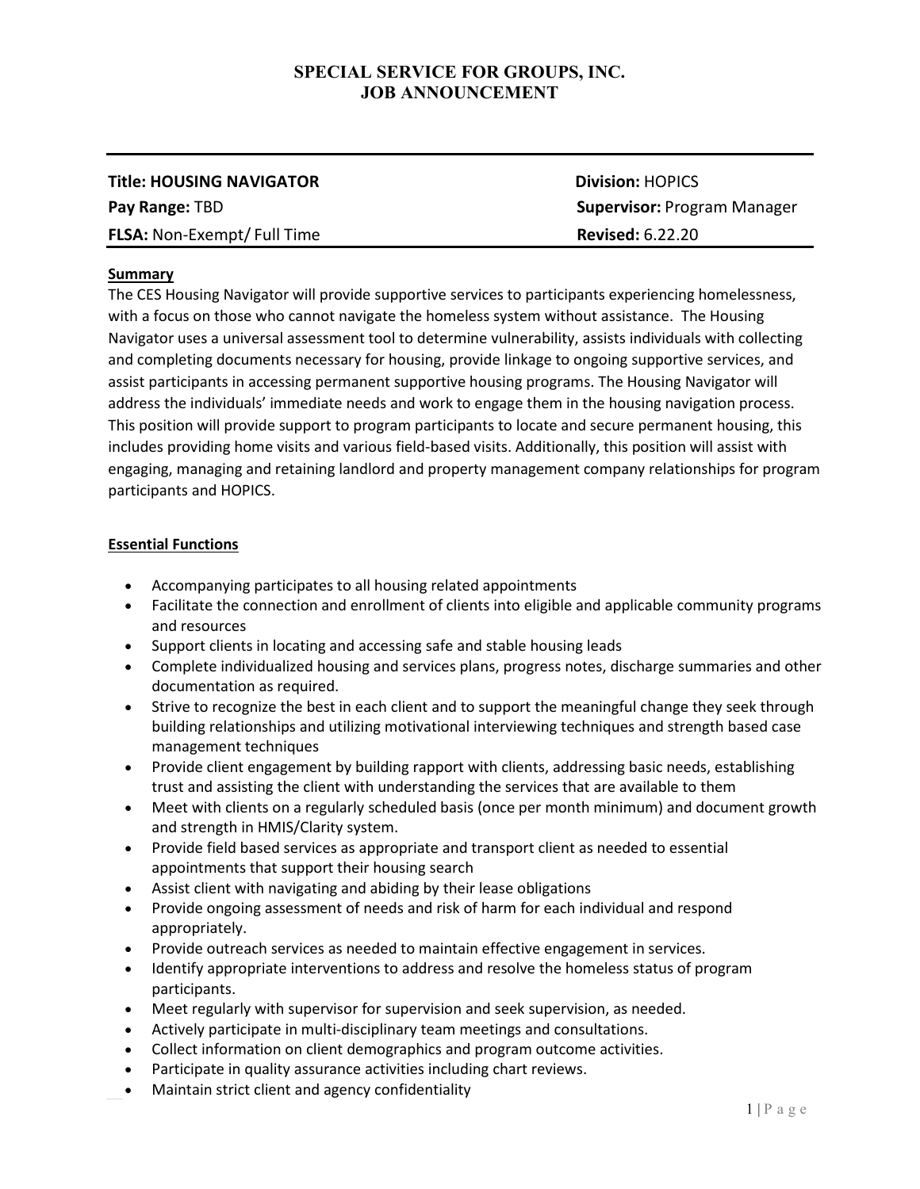# SPECIAL SERVICE FOR GROUPS, INC.
## JOB ANNOUNCEMENT

| | |
|---|---|
| **Title: HOUSING NAVIGATOR** | **Division:** HOPICS |
| **Pay Range:** TBD | **Supervisor:** Program Manager |
| **FLSA:** Non-Exempt/ Full Time | **Revised:** 6.22.20 |

### Summary

The CES Housing Navigator will provide supportive services to participants experiencing homelessness, with a focus on those who cannot navigate the homeless system without assistance. The Housing Navigator uses a universal assessment tool to determine vulnerability, assists individuals with collecting and completing documents necessary for housing, provide linkage to ongoing supportive services, and assist participants in accessing permanent supportive housing programs. The Housing Navigator will address the individuals' immediate needs and work to engage them in the housing navigation process. This position will provide support to program participants to locate and secure permanent housing, this includes providing home visits and various field-based visits. Additionally, this position will assist with engaging, managing and retaining landlord and property management company relationships for program participants and HOPICS.

### Essential Functions

- Accompanying participates to all housing related appointments
- Facilitate the connection and enrollment of clients into eligible and applicable community programs and resources
- Support clients in locating and accessing safe and stable housing leads
- Complete individualized housing and services plans, progress notes, discharge summaries and other documentation as required.
- Strive to recognize the best in each client and to support the meaningful change they seek through building relationships and utilizing motivational interviewing techniques and strength based case management techniques
- Provide client engagement by building rapport with clients, addressing basic needs, establishing trust and assisting the client with understanding the services that are available to them
- Meet with clients on a regularly scheduled basis (once per month minimum) and document growth and strength in HMIS/Clarity system.
- Provide field based services as appropriate and transport client as needed to essential appointments that support their housing search
- Assist client with navigating and abiding by their lease obligations
- Provide ongoing assessment of needs and risk of harm for each individual and respond appropriately.
- Provide outreach services as needed to maintain effective engagement in services.
- Identify appropriate interventions to address and resolve the homeless status of program participants.
- Meet regularly with supervisor for supervision and seek supervision, as needed.
- Actively participate in multi-disciplinary team meetings and consultations.
- Collect information on client demographics and program outcome activities.
- Participate in quality assurance activities including chart reviews.
- Maintain strict client and agency confidentiality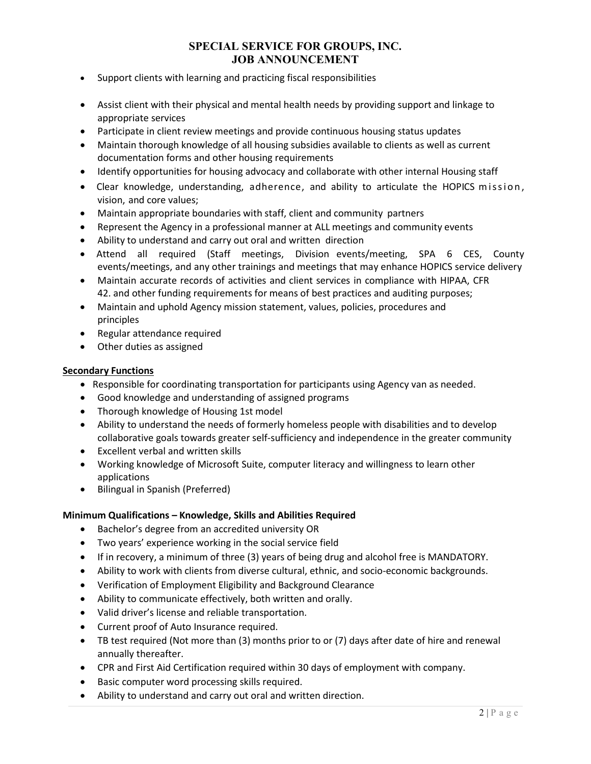- Support clients with learning and practicing fiscal responsibilities
- Assist client with their physical and mental health needs by providing support and linkage to appropriate services
- Participate in client review meetings and provide continuous housing status updates
- Maintain thorough knowledge of all housing subsidies available to clients as well as current documentation forms and other housing requirements
- Identify opportunities for housing advocacy and collaborate with other internal Housing staff
- Clear knowledge, understanding, adherence, and ability to articulate the HOPICS mission, vision, and core values;
- Maintain appropriate boundaries with staff, client and community partners
- Represent the Agency in a professional manner at ALL meetings and community events
- Ability to understand and carry out oral and written direction
- Attend all required (Staff meetings, Division events/meeting, SPA 6 CES, County events/meetings, and any other trainings and meetings that may enhance HOPICS service delivery
- Maintain accurate records of activities and client services in compliance with HIPAA, CFR 42. and other funding requirements for means of best practices and auditing purposes;
- Maintain and uphold Agency mission statement, values, policies, procedures and principles
- Regular attendance required
- Other duties as assigned

**Secondary Functions**

- Responsible for coordinating transportation for participants using Agency van as needed.
- Good knowledge and understanding of assigned programs
- Thorough knowledge of Housing 1st model
- Ability to understand the needs of formerly homeless people with disabilities and to develop collaborative goals towards greater self-sufficiency and independence in the greater community
- Excellent verbal and written skills
- Working knowledge of Microsoft Suite, computer literacy and willingness to learn other applications
- Bilingual in Spanish (Preferred)

**Minimum Qualifications – Knowledge, Skills and Abilities Required**

- Bachelor's degree from an accredited university OR
- Two years' experience working in the social service field
- If in recovery, a minimum of three (3) years of being drug and alcohol free is MANDATORY.
- Ability to work with clients from diverse cultural, ethnic, and socio-economic backgrounds.
- Verification of Employment Eligibility and Background Clearance
- Ability to communicate effectively, both written and orally.
- Valid driver's license and reliable transportation.
- Current proof of Auto Insurance required.
- TB test required (Not more than (3) months prior to or (7) days after date of hire and renewal annually thereafter.
- CPR and First Aid Certification required within 30 days of employment with company.
- Basic computer word processing skills required.
- Ability to understand and carry out oral and written direction.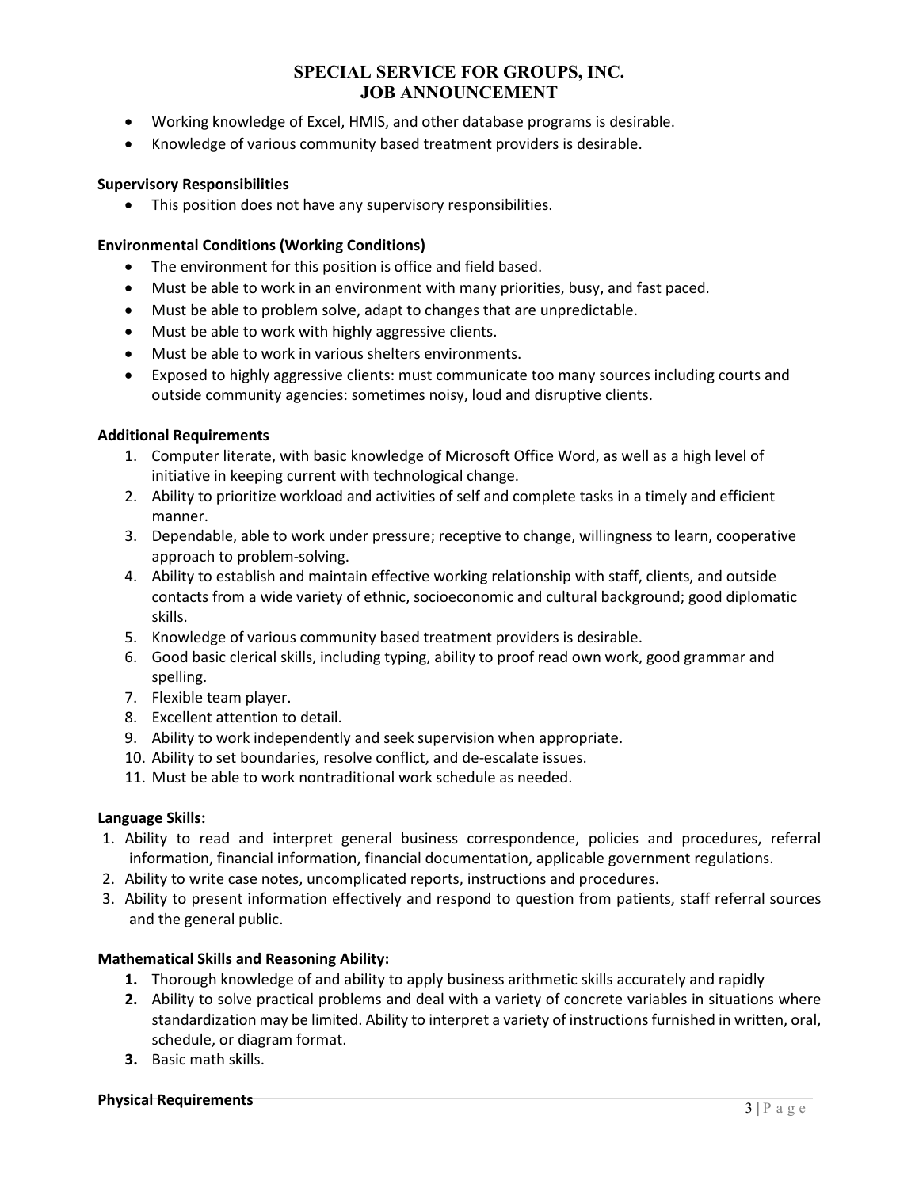- Working knowledge of Excel, HMIS, and other database programs is desirable.
- Knowledge of various community based treatment providers is desirable.

**Supervisory Responsibilities**

- This position does not have any supervisory responsibilities.

**Environmental Conditions (Working Conditions)**

- The environment for this position is office and field based.
- Must be able to work in an environment with many priorities, busy, and fast paced.
- Must be able to problem solve, adapt to changes that are unpredictable.
- Must be able to work with highly aggressive clients.
- Must be able to work in various shelters environments.
- Exposed to highly aggressive clients: must communicate too many sources including courts and outside community agencies: sometimes noisy, loud and disruptive clients.

**Additional Requirements**

1. Computer literate, with basic knowledge of Microsoft Office Word, as well as a high level of initiative in keeping current with technological change.
2. Ability to prioritize workload and activities of self and complete tasks in a timely and efficient manner.
3. Dependable, able to work under pressure; receptive to change, willingness to learn, cooperative approach to problem-solving.
4. Ability to establish and maintain effective working relationship with staff, clients, and outside contacts from a wide variety of ethnic, socioeconomic and cultural background; good diplomatic skills.
5. Knowledge of various community based treatment providers is desirable.
6. Good basic clerical skills, including typing, ability to proof read own work, good grammar and spelling.
7. Flexible team player.
8. Excellent attention to detail.
9. Ability to work independently and seek supervision when appropriate.
10. Ability to set boundaries, resolve conflict, and de-escalate issues.
11. Must be able to work nontraditional work schedule as needed.

**Language Skills:**

1. Ability to read and interpret general business correspondence, policies and procedures, referral information, financial information, financial documentation, applicable government regulations.
2. Ability to write case notes, uncomplicated reports, instructions and procedures.
3. Ability to present information effectively and respond to question from patients, staff referral sources and the general public.

**Mathematical Skills and Reasoning Ability:**

1. Thorough knowledge of and ability to apply business arithmetic skills accurately and rapidly
2. Ability to solve practical problems and deal with a variety of concrete variables in situations where standardization may be limited. Ability to interpret a variety of instructions furnished in written, oral, schedule, or diagram format.
3. Basic math skills.

**Physical Requirements**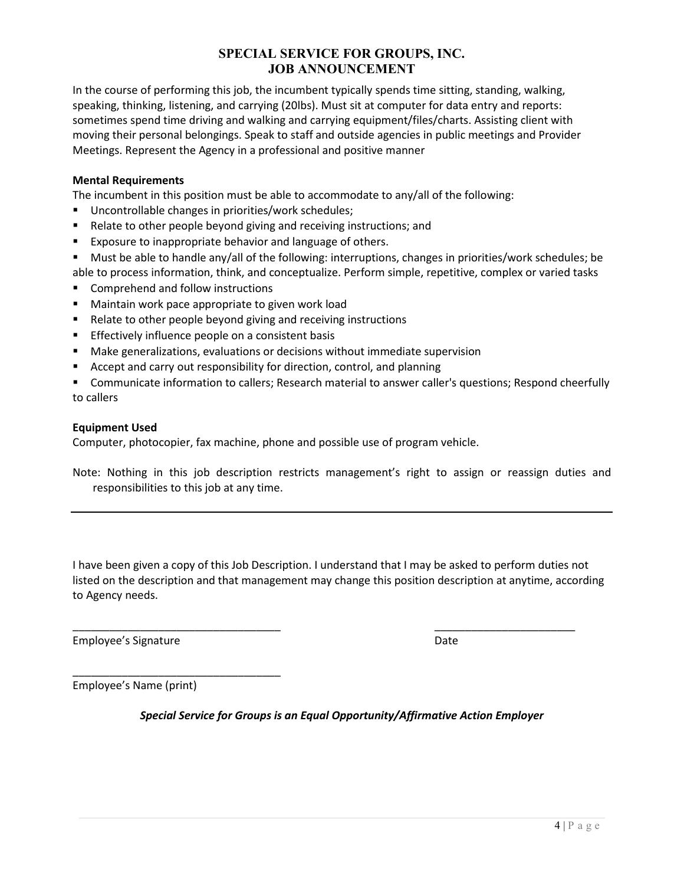# SPECIAL SERVICE FOR GROUPS, INC.
# JOB ANNOUNCEMENT

In the course of performing this job, the incumbent typically spends time sitting, standing, walking, speaking, thinking, listening, and carrying (20lbs). Must sit at computer for data entry and reports: sometimes spend time driving and walking and carrying equipment/files/charts. Assisting client with moving their personal belongings. Speak to staff and outside agencies in public meetings and Provider Meetings. Represent the Agency in a professional and positive manner

**Mental Requirements**

The incumbent in this position must be able to accommodate to any/all of the following:

- Uncontrollable changes in priorities/work schedules;
- Relate to other people beyond giving and receiving instructions; and
- Exposure to inappropriate behavior and language of others.
- Must be able to handle any/all of the following: interruptions, changes in priorities/work schedules; be able to process information, think, and conceptualize. Perform simple, repetitive, complex or varied tasks
- Comprehend and follow instructions
- Maintain work pace appropriate to given work load
- Relate to other people beyond giving and receiving instructions
- Effectively influence people on a consistent basis
- Make generalizations, evaluations or decisions without immediate supervision
- Accept and carry out responsibility for direction, control, and planning
- Communicate information to callers; Research material to answer caller's questions; Respond cheerfully to callers

**Equipment Used**

Computer, photocopier, fax machine, phone and possible use of program vehicle.

Note: Nothing in this job description restricts management's right to assign or reassign duties and responsibilities to this job at any time.

---

I have been given a copy of this Job Description. I understand that I may be asked to perform duties not listed on the description and that management may change this position description at anytime, according to Agency needs.

\_\_\_\_\_\_\_\_\_\_\_\_\_\_\_\_\_\_\_\_\_\_\_\_\_\_\_\_\_\_\_\_\_\_ \_\_\_\_\_\_\_\_\_\_\_\_\_\_\_\_\_\_\_\_\_\_\_\_

Employee's Signature Date

\_\_\_\_\_\_\_\_\_\_\_\_\_\_\_\_\_\_\_\_\_\_\_\_\_\_\_\_\_\_\_\_\_\_

Employee's Name (print)

***Special Service for Groups is an Equal Opportunity/Affirmative Action Employer***